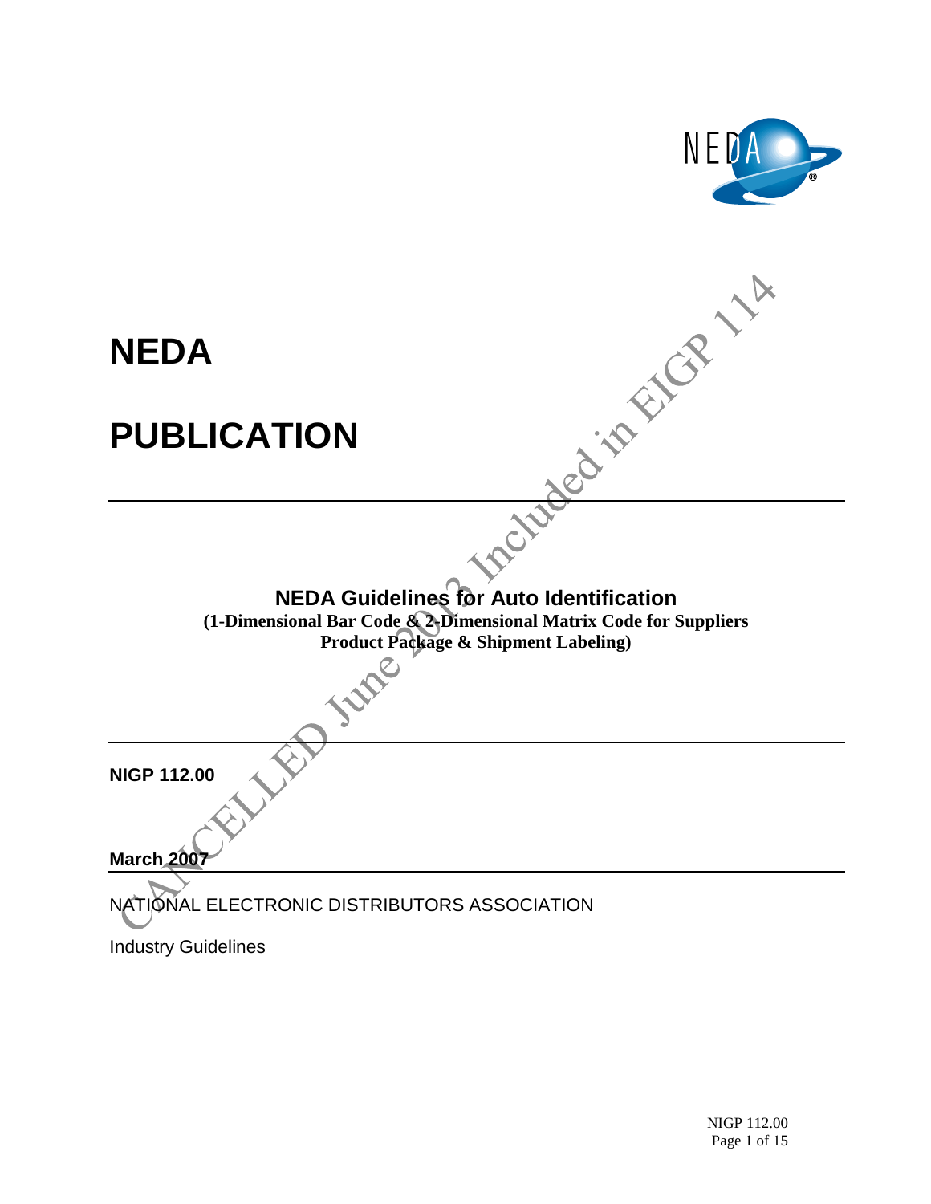# NEDA

# PUBLICATION

CANCELLED June 2013 Included in EIGP 114

## NEDA Guidelines for Auto Identification

**(1-Dimensional Bar Code & 2-Dimensional Matrix Code for Suppliers Product Package & Shipment Labeling)**

**NIGP 112.00**

**March 2007**

NATIONAL ELECTRONIC DISTRIBUTORS ASSOCIATION

Industry Guidelines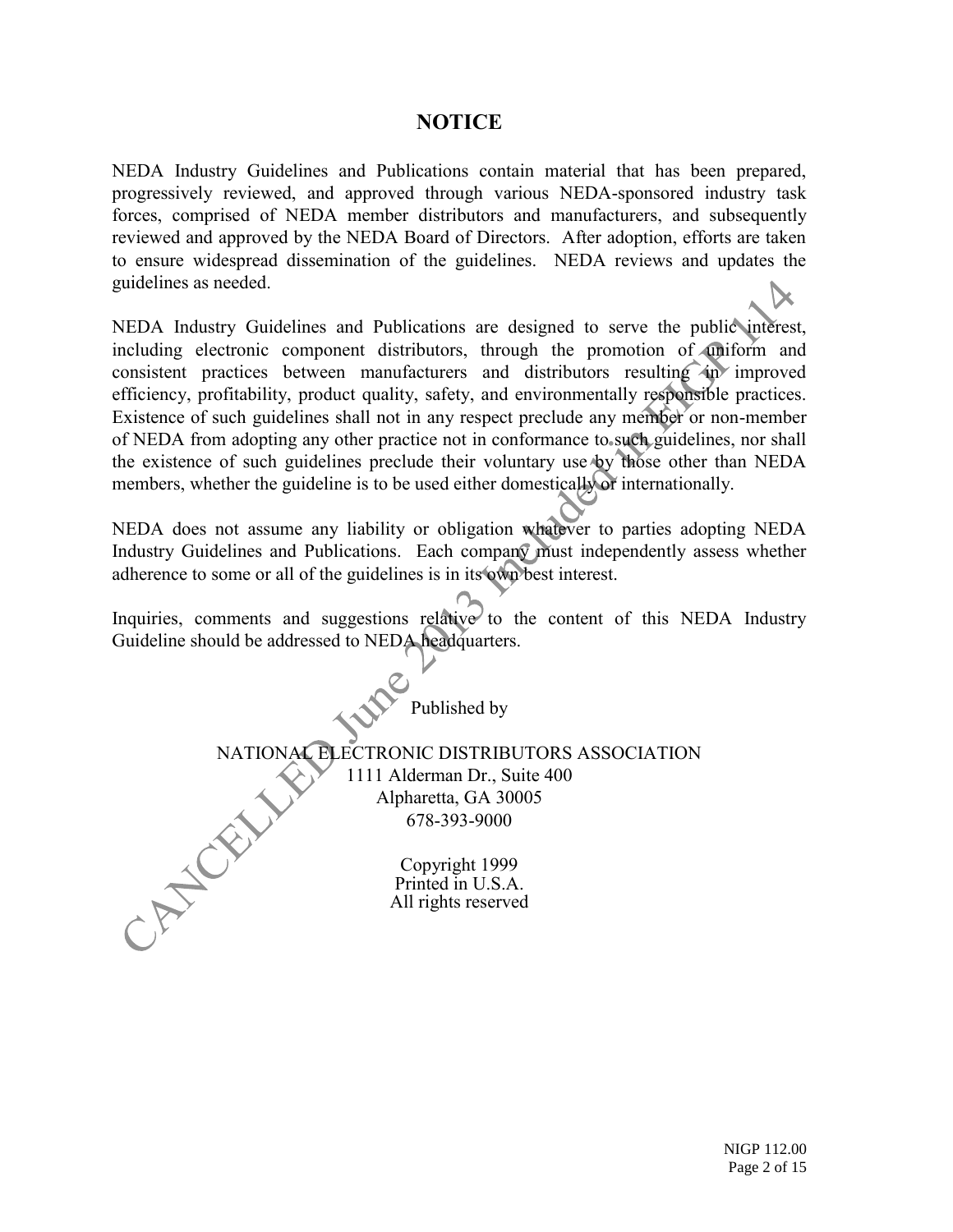# NOTICE

NEDA Industry Guidelines and Publications contain material that has been prepared, progressively reviewed, and approved through various NEDA-sponsored industry task forces, comprised of NEDA member distributors and manufacturers, and subsequently reviewed and approved by the NEDA Board of Directors. After adoption, efforts are taken to ensure widespread dissemination of the guidelines. NEDA reviews and updates the guidelines as needed.

NEDA Industry Guidelines and Publications are designed to serve the public interest, including electronic component distributors, through the promotion of uniform and consistent practices between manufacturers and distributors resulting in improved efficiency, profitability, product quality, safety, and environmentally responsible practices. Existence of such guidelines shall not in any respect preclude any member or non-member of NEDA from adopting any other practice not in conformance to such guidelines, nor shall the existence of such guidelines preclude their voluntary use by those other than NEDA members, whether the guideline is to be used either domestically or internationally.

NEDA does not assume any liability or obligation whatever to parties adopting NEDA Industry Guidelines and Publications. Each company must independently assess whether adherence to some or all of the guidelines is in its own best interest.

Inquiries, comments and suggestions relative to the content of this NEDA Industry Guideline should be addressed to NEDA headquarters.

Published by

NATIONAL ELECTRONIC DISTRIBUTORS ASSOCIATION
1111 Alderman Dr., Suite 400
Alpharetta, GA 30005
678-393-9000

Copyright 1999
Printed in U.S.A.
All rights reserved

CANCELLED June 2013 Included in EIGP 114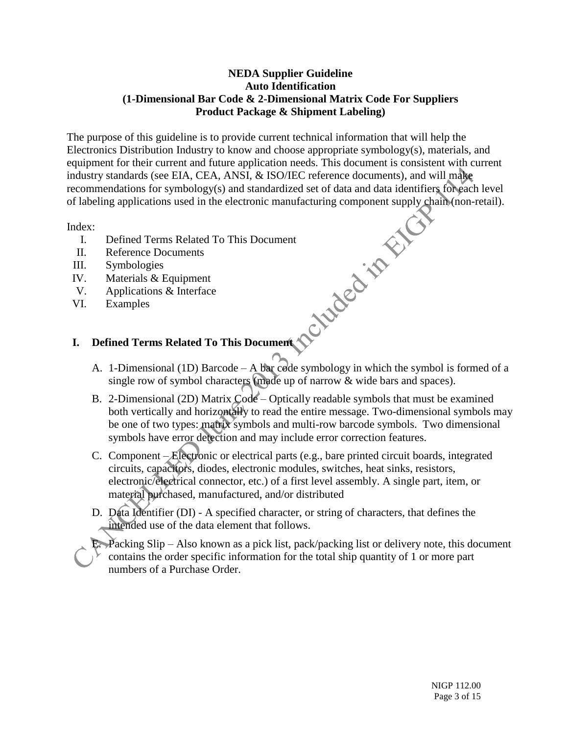**NEDA Supplier Guideline**
**Auto Identification**
**(1-Dimensional Bar Code & 2-Dimensional Matrix Code For Suppliers Product Package & Shipment Labeling)**

The purpose of this guideline is to provide current technical information that will help the Electronics Distribution Industry to know and choose appropriate symbology(s), materials, and equipment for their current and future application needs. This document is consistent with current industry standards (see EIA, CEA, ANSI, & ISO/IEC reference documents), and will make recommendations for symbology(s) and standardized set of data and data identifiers for each level of labeling applications used in the electronic manufacturing component supply chain (non-retail).

Index:

- I. Defined Terms Related To This Document
- II. Reference Documents
- III. Symbologies
- IV. Materials & Equipment
- V. Applications & Interface
- VI. Examples

CANCELLED June 2013 Included in EIGP 114

## I. Defined Terms Related To This Document

A. 1-Dimensional (1D) Barcode – A bar code symbology in which the symbol is formed of a single row of symbol characters (made up of narrow & wide bars and spaces).

B. 2-Dimensional (2D) Matrix Code – Optically readable symbols that must be examined both vertically and horizontally to read the entire message. Two-dimensional symbols may be one of two types: matrix symbols and multi-row barcode symbols. Two dimensional symbols have error detection and may include error correction features.

C. Component – Electronic or electrical parts (e.g., bare printed circuit boards, integrated circuits, capacitors, diodes, electronic modules, switches, heat sinks, resistors, electronic/electrical connector, etc.) of a first level assembly. A single part, item, or material purchased, manufactured, and/or distributed

D. Data Identifier (DI) - A specified character, or string of characters, that defines the intended use of the data element that follows.

E. Packing Slip – Also known as a pick list, pack/packing list or delivery note, this document contains the order specific information for the total ship quantity of 1 or more part numbers of a Purchase Order.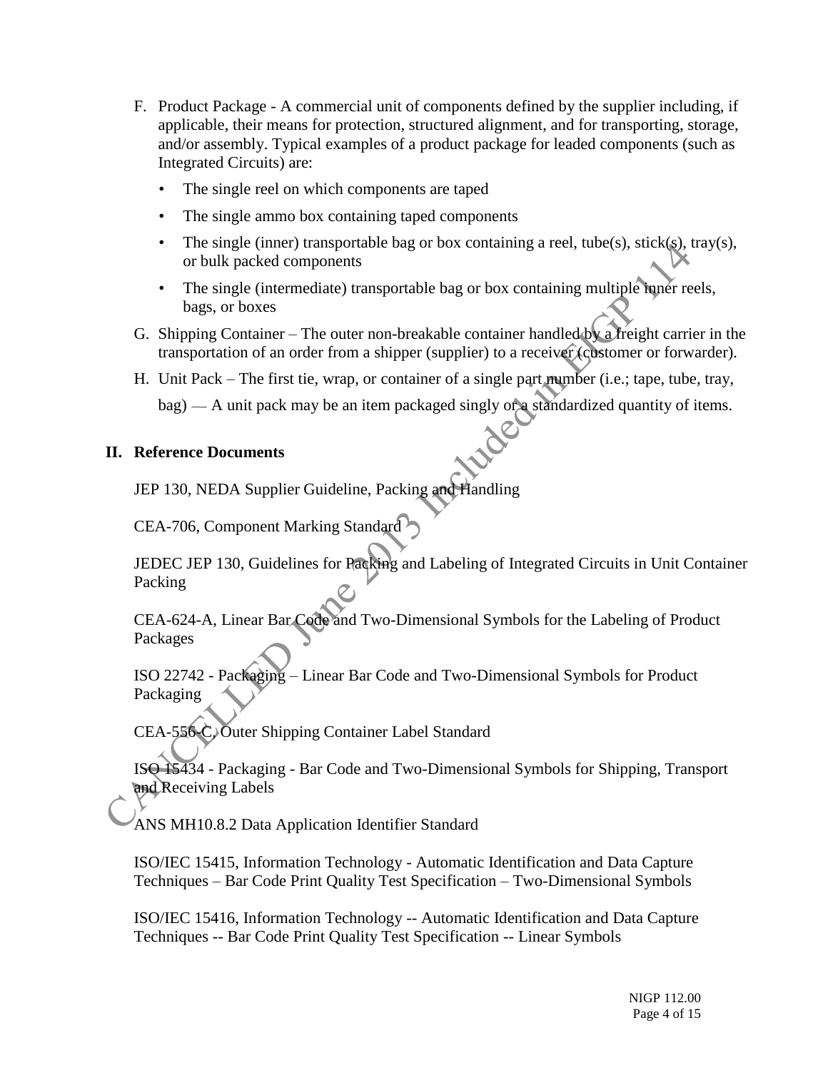F. Product Package - A commercial unit of components defined by the supplier including, if applicable, their means for protection, structured alignment, and for transporting, storage, and/or assembly. Typical examples of a product package for leaded components (such as Integrated Circuits) are:

   - The single reel on which components are taped
   - The single ammo box containing taped components
   - The single (inner) transportable bag or box containing a reel, tube(s), stick(s), tray(s), or bulk packed components
   - The single (intermediate) transportable bag or box containing multiple inner reels, bags, or boxes

G. Shipping Container – The outer non-breakable container handled by a freight carrier in the transportation of an order from a shipper (supplier) to a receiver (customer or forwarder).

H. Unit Pack – The first tie, wrap, or container of a single part number (i.e.; tape, tube, tray, bag) — A unit pack may be an item packaged singly or a standardized quantity of items.

## II. Reference Documents

JEP 130, NEDA Supplier Guideline, Packing and Handling

CEA-706, Component Marking Standard

JEDEC JEP 130, Guidelines for Packing and Labeling of Integrated Circuits in Unit Container Packing

CEA-624-A, Linear Bar Code and Two-Dimensional Symbols for the Labeling of Product Packages

ISO 22742 - Packaging – Linear Bar Code and Two-Dimensional Symbols for Product Packaging

CEA-556-C, Outer Shipping Container Label Standard

ISO 15434 - Packaging - Bar Code and Two-Dimensional Symbols for Shipping, Transport and Receiving Labels

ANS MH10.8.2 Data Application Identifier Standard

ISO/IEC 15415, Information Technology - Automatic Identification and Data Capture Techniques – Bar Code Print Quality Test Specification – Two-Dimensional Symbols

ISO/IEC 15416, Information Technology -- Automatic Identification and Data Capture Techniques -- Bar Code Print Quality Test Specification -- Linear Symbols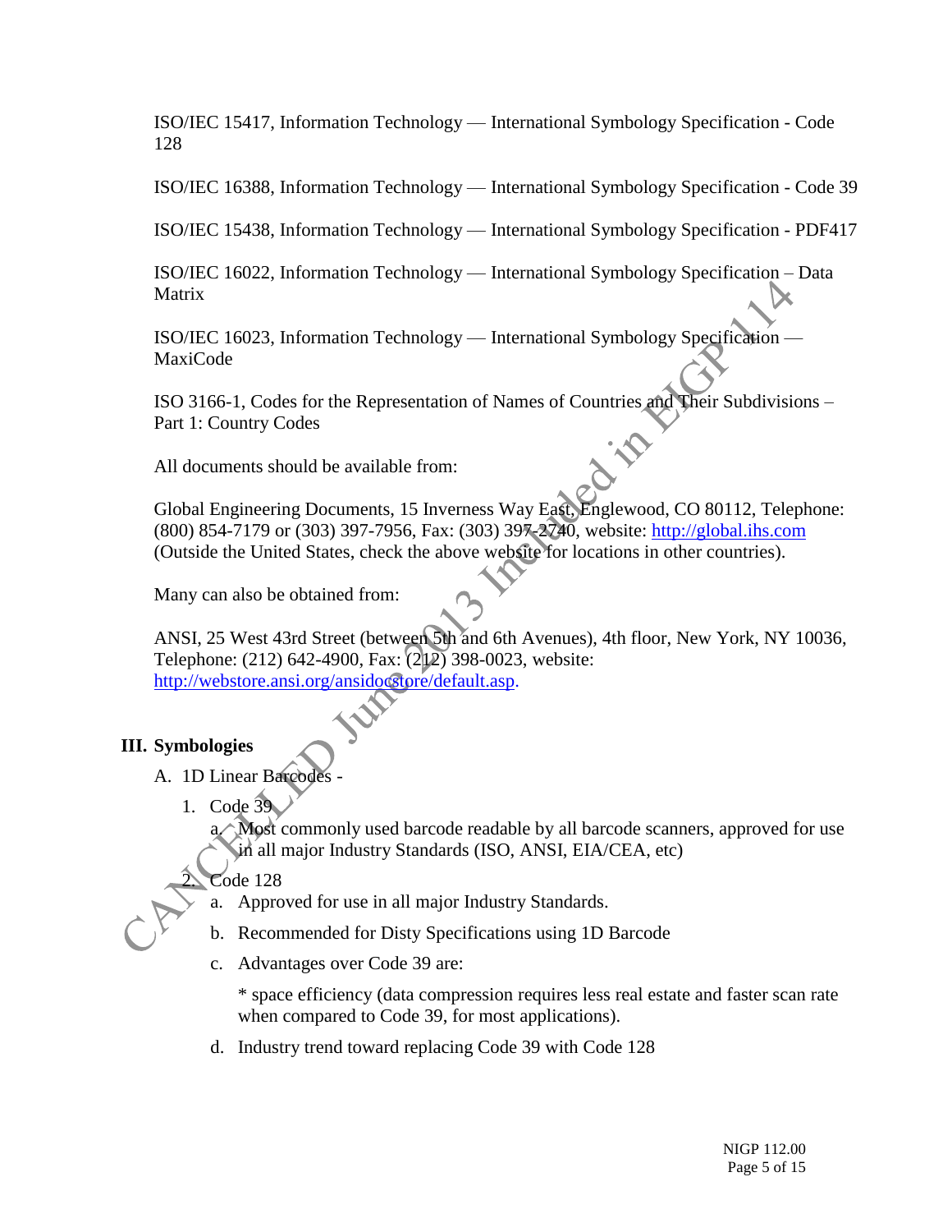ISO/IEC 15417, Information Technology — International Symbology Specification - Code 128

ISO/IEC 16388, Information Technology — International Symbology Specification - Code 39

ISO/IEC 15438, Information Technology — International Symbology Specification - PDF417

ISO/IEC 16022, Information Technology — International Symbology Specification – Data Matrix

ISO/IEC 16023, Information Technology — International Symbology Specification — MaxiCode

ISO 3166-1, Codes for the Representation of Names of Countries and Their Subdivisions – Part 1: Country Codes

All documents should be available from:

Global Engineering Documents, 15 Inverness Way East, Englewood, CO 80112, Telephone: (800) 854-7179 or (303) 397-7956, Fax: (303) 397-2740, website: http://global.ihs.com (Outside the United States, check the above website for locations in other countries).

Many can also be obtained from:

ANSI, 25 West 43rd Street (between 5th and 6th Avenues), 4th floor, New York, NY 10036, Telephone: (212) 642-4900, Fax: (212) 398-0023, website: http://webstore.ansi.org/ansidocstore/default.asp.

## III. Symbologies

A. 1D Linear Barcodes -

1. Code 39
   a. Most commonly used barcode readable by all barcode scanners, approved for use in all major Industry Standards (ISO, ANSI, EIA/CEA, etc)
2. Code 128
   a. Approved for use in all major Industry Standards.
   b. Recommended for Disty Specifications using 1D Barcode
   c. Advantages over Code 39 are:

      * space efficiency (data compression requires less real estate and faster scan rate when compared to Code 39, for most applications).
   d. Industry trend toward replacing Code 39 with Code 128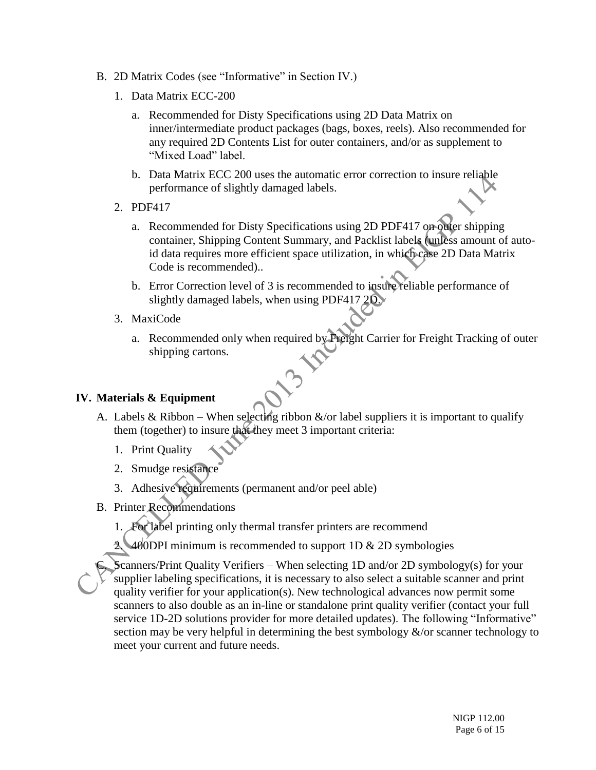B. 2D Matrix Codes (see "Informative" in Section IV.)

   1. Data Matrix ECC-200

      a. Recommended for Disty Specifications using 2D Data Matrix on inner/intermediate product packages (bags, boxes, reels). Also recommended for any required 2D Contents List for outer containers, and/or as supplement to "Mixed Load" label.

      b. Data Matrix ECC 200 uses the automatic error correction to insure reliable performance of slightly damaged labels.

   2. PDF417

      a. Recommended for Disty Specifications using 2D PDF417 on outer shipping container, Shipping Content Summary, and Packlist labels (unless amount of auto-id data requires more efficient space utilization, in which case 2D Data Matrix Code is recommended)..

      b. Error Correction level of 3 is recommended to insure reliable performance of slightly damaged labels, when using PDF417 2D.

   3. MaxiCode

      a. Recommended only when required by Freight Carrier for Freight Tracking of outer shipping cartons.

## IV. Materials & Equipment

A. Labels & Ribbon – When selecting ribbon &/or label suppliers it is important to qualify them (together) to insure that they meet 3 important criteria:

   1. Print Quality
   2. Smudge resistance
   3. Adhesive requirements (permanent and/or peel able)

B. Printer Recommendations

   1. For label printing only thermal transfer printers are recommend
   2. 400DPI minimum is recommended to support 1D & 2D symbologies

C. Scanners/Print Quality Verifiers – When selecting 1D and/or 2D symbology(s) for your supplier labeling specifications, it is necessary to also select a suitable scanner and print quality verifier for your application(s). New technological advances now permit some scanners to also double as an in-line or standalone print quality verifier (contact your full service 1D-2D solutions provider for more detailed updates). The following "Informative" section may be very helpful in determining the best symbology &/or scanner technology to meet your current and future needs.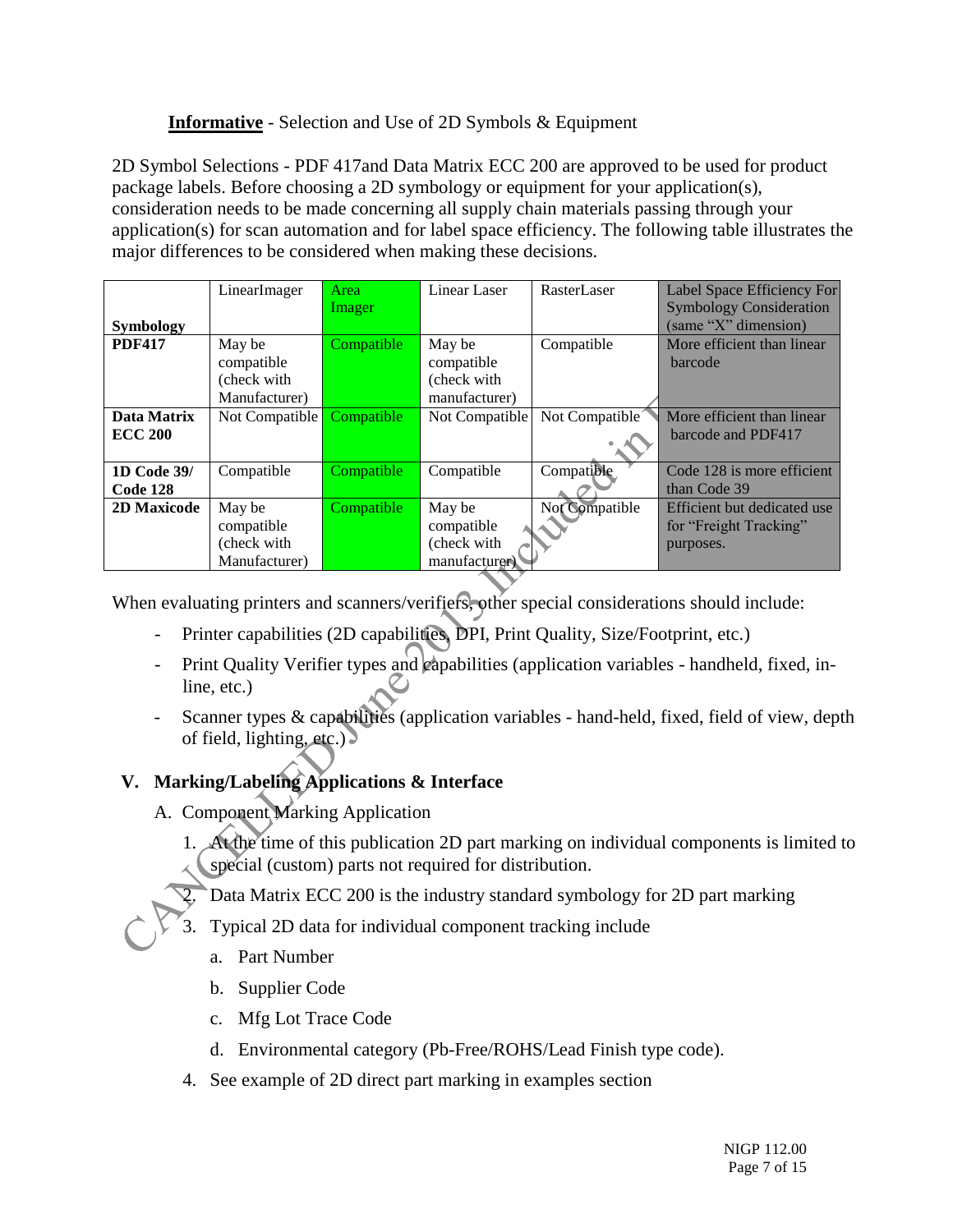**Informative** - Selection and Use of 2D Symbols & Equipment

2D Symbol Selections - PDF 417and Data Matrix ECC 200 are approved to be used for product package labels. Before choosing a 2D symbology or equipment for your application(s), consideration needs to be made concerning all supply chain materials passing through your application(s) for scan automation and for label space efficiency. The following table illustrates the major differences to be considered when making these decisions.

| **Symbology** | LinearImager | Area Imager | Linear Laser | RasterLaser | Label Space Efficiency For Symbology Consideration (same "X" dimension) |
|---|---|---|---|---|---|
| **PDF417** | May be compatible (check with Manufacturer) | Compatible | May be compatible (check with manufacturer) | Compatible | More efficient than linear barcode |
| **Data Matrix ECC 200** | Not Compatible | Compatible | Not Compatible | Not Compatible | More efficient than linear barcode and PDF417 |
| **1D Code 39/ Code 128** | Compatible | Compatible | Compatible | Compatible | Code 128 is more efficient than Code 39 |
| **2D Maxicode** | May be compatible (check with Manufacturer) | Compatible | May be compatible (check with manufacturer) | Not Compatible | Efficient but dedicated use for "Freight Tracking" purposes. |

When evaluating printers and scanners/verifiers, other special considerations should include:

- Printer capabilities (2D capabilities, DPI, Print Quality, Size/Footprint, etc.)
- Print Quality Verifier types and capabilities (application variables - handheld, fixed, in-line, etc.)
- Scanner types & capabilities (application variables - hand-held, fixed, field of view, depth of field, lighting, etc.)

## V. Marking/Labeling Applications & Interface

A. Component Marking Application

1. At the time of this publication 2D part marking on individual components is limited to special (custom) parts not required for distribution.
2. Data Matrix ECC 200 is the industry standard symbology for 2D part marking
3. Typical 2D data for individual component tracking include
    a. Part Number
    b. Supplier Code
    c. Mfg Lot Trace Code
    d. Environmental category (Pb-Free/ROHS/Lead Finish type code).
4. See example of 2D direct part marking in examples section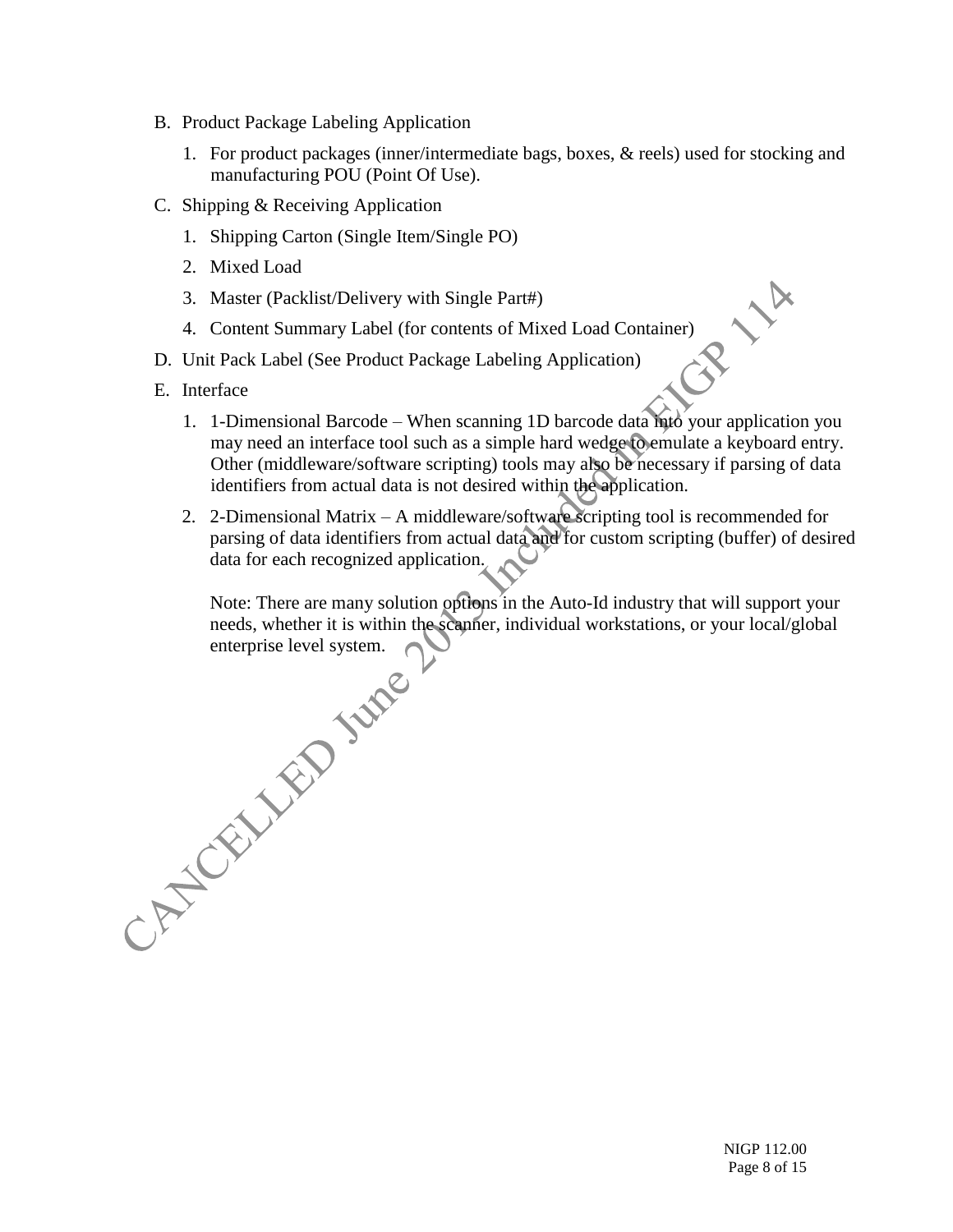B. Product Package Labeling Application

   1. For product packages (inner/intermediate bags, boxes, & reels) used for stocking and manufacturing POU (Point Of Use).

C. Shipping & Receiving Application

   1. Shipping Carton (Single Item/Single PO)
   2. Mixed Load
   3. Master (Packlist/Delivery with Single Part#)
   4. Content Summary Label (for contents of Mixed Load Container)

D. Unit Pack Label (See Product Package Labeling Application)

E. Interface

   1. 1-Dimensional Barcode – When scanning 1D barcode data into your application you may need an interface tool such as a simple hard wedge to emulate a keyboard entry. Other (middleware/software scripting) tools may also be necessary if parsing of data identifiers from actual data is not desired within the application.
   2. 2-Dimensional Matrix – A middleware/software scripting tool is recommended for parsing of data identifiers from actual data and for custom scripting (buffer) of desired data for each recognized application.

      Note: There are many solution options in the Auto-Id industry that will support your needs, whether it is within the scanner, individual workstations, or your local/global enterprise level system.

CANCELLED June 2013 Included in EIGP 114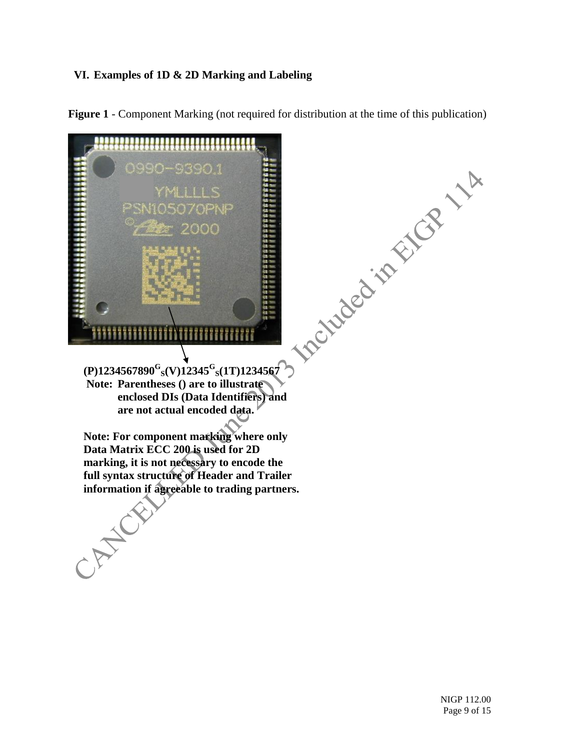## VI. Examples of 1D & 2D Marking and Labeling

**Figure 1** - Component Marking (not required for distribution at the time of this publication)

**(P)1234567890$^{G}{}_{S}$(V)12345$^{G}{}_{S}$(1T)1234567**

**Note: Parentheses () are to illustrate enclosed DIs (Data Identifiers) and are not actual encoded data.**

**Note: For component marking where only Data Matrix ECC 200 is used for 2D marking, it is not necessary to encode the full syntax structure of Header and Trailer information if agreeable to trading partners.**

CANCELLED June 2013 Included in EIGP 114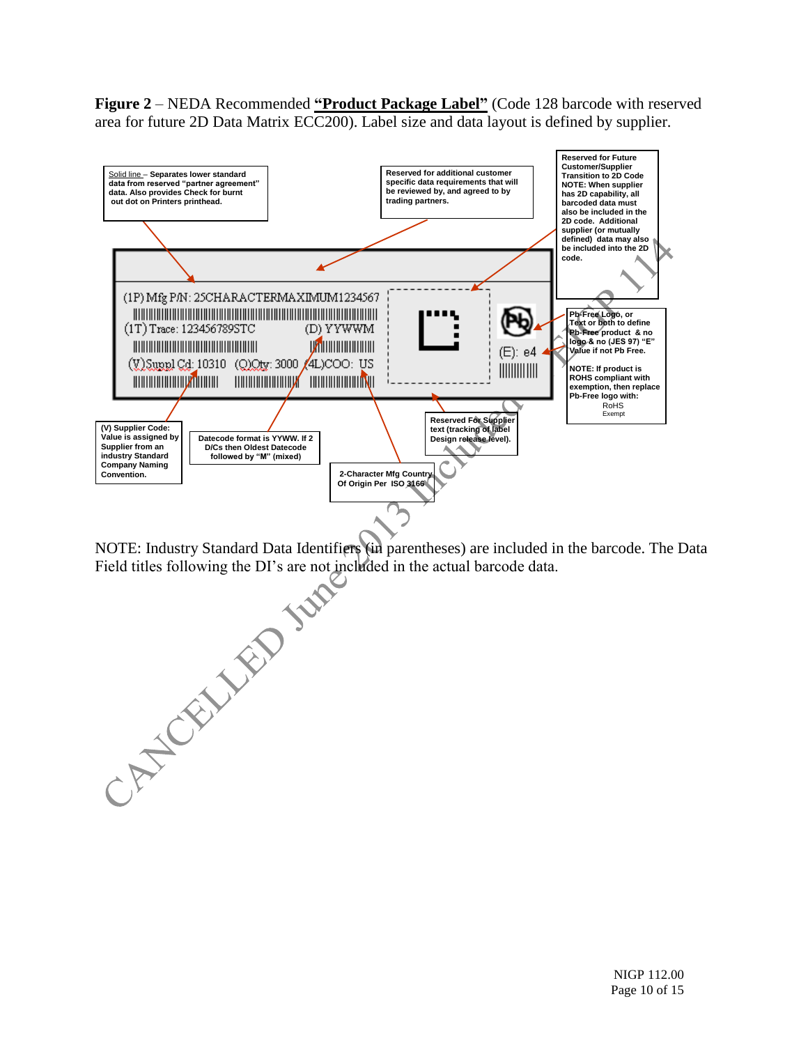**Figure 2** – NEDA Recommended **"Product Package Label"** (Code 128 barcode with reserved area for future 2D Data Matrix ECC200). Label size and data layout is defined by supplier.

Solid line – Separates lower standard data from reserved "partner agreement" data. Also provides Check for burnt out dot on Printers printhead.

Reserved for additional customer specific data requirements that will be reviewed by, and agreed to by trading partners.

Reserved for Future Customer/Supplier Transition to 2D Code NOTE: When supplier has 2D capability, all barcoded data must also be included in the 2D code. Additional supplier (or mutually defined) data may also be included into the 2D code.

(1P) Mfg P/N: 25CHARACTERMAXIMUM1234567

(1T) Trace: 123456789STC

(D) YYWWM

(V) Suppl Cd: 10310

(Q)Qty: 3000

(4L)COO: US

(E): e4

Pb-Free Logo, or Text or both to define Pb-Free product & no logo & no (JES 97) "E" Value if not Pb Free.

NOTE: If product is ROHS compliant with exemption, then replace Pb-Free logo with:

RoHS
Exempt

(V) Supplier Code: Value is assigned by Supplier from an industry Standard Company Naming Convention.

Datecode format is YYWW. If 2 D/Cs then Oldest Datecode followed by "M" (mixed)

2-Character Mfg Country Of Origin Per ISO 3166

Reserved For Supplier text (tracking of label Design release level).

NOTE: Industry Standard Data Identifiers (in parentheses) are included in the barcode. The Data Field titles following the DI's are not included in the actual barcode data.

CANCELLED June 2013 Included in NIGP 114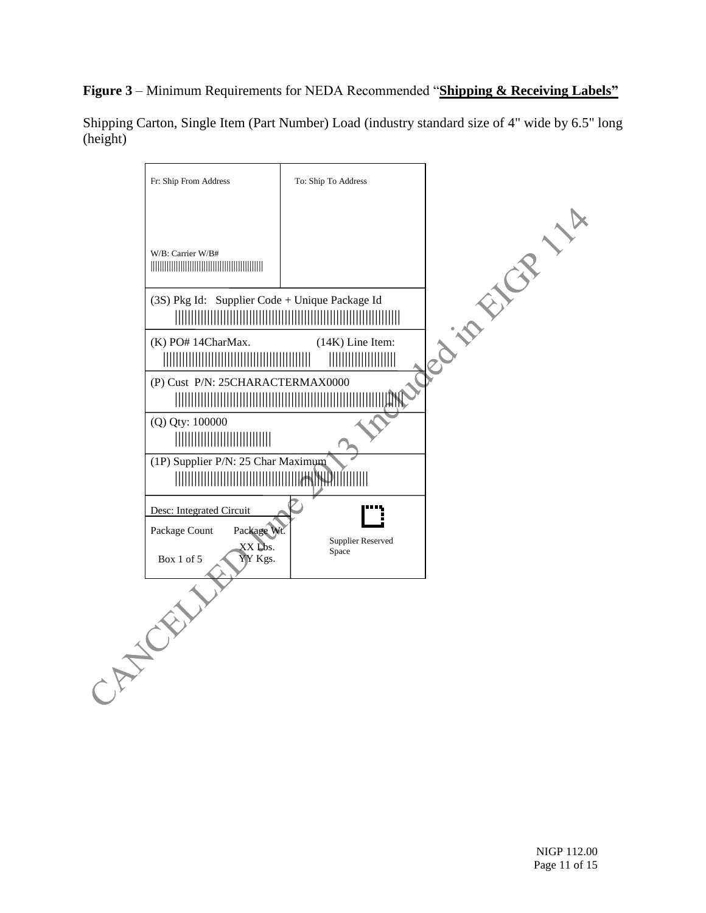**Figure 3** – Minimum Requirements for NEDA Recommended "**Shipping & Receiving Labels"**

Shipping Carton, Single Item (Part Number) Load (industry standard size of 4" wide by 6.5" long (height)

| | |
|---|---|
| Fr: Ship From Address<br><br>W/B: Carrier W/B# | To: Ship To Address |
| (3S) Pkg Id: Supplier Code + Unique Package Id | |
| (K) PO# 14CharMax. | (14K) Line Item: |
| (P) Cust P/N: 25CHARACTERMAX0000 | |
| (Q) Qty: 100000 | |
| (1P) Supplier P/N: 25 Char Maximum | |
| Desc: Integrated Circuit<br>Package Count: Box 1 of 5<br>Package Wt.: XX Lbs. YY Kgs. | Supplier Reserved Space |

CANCELLED June 2013 Included in EIGP 114

NIGP 112.00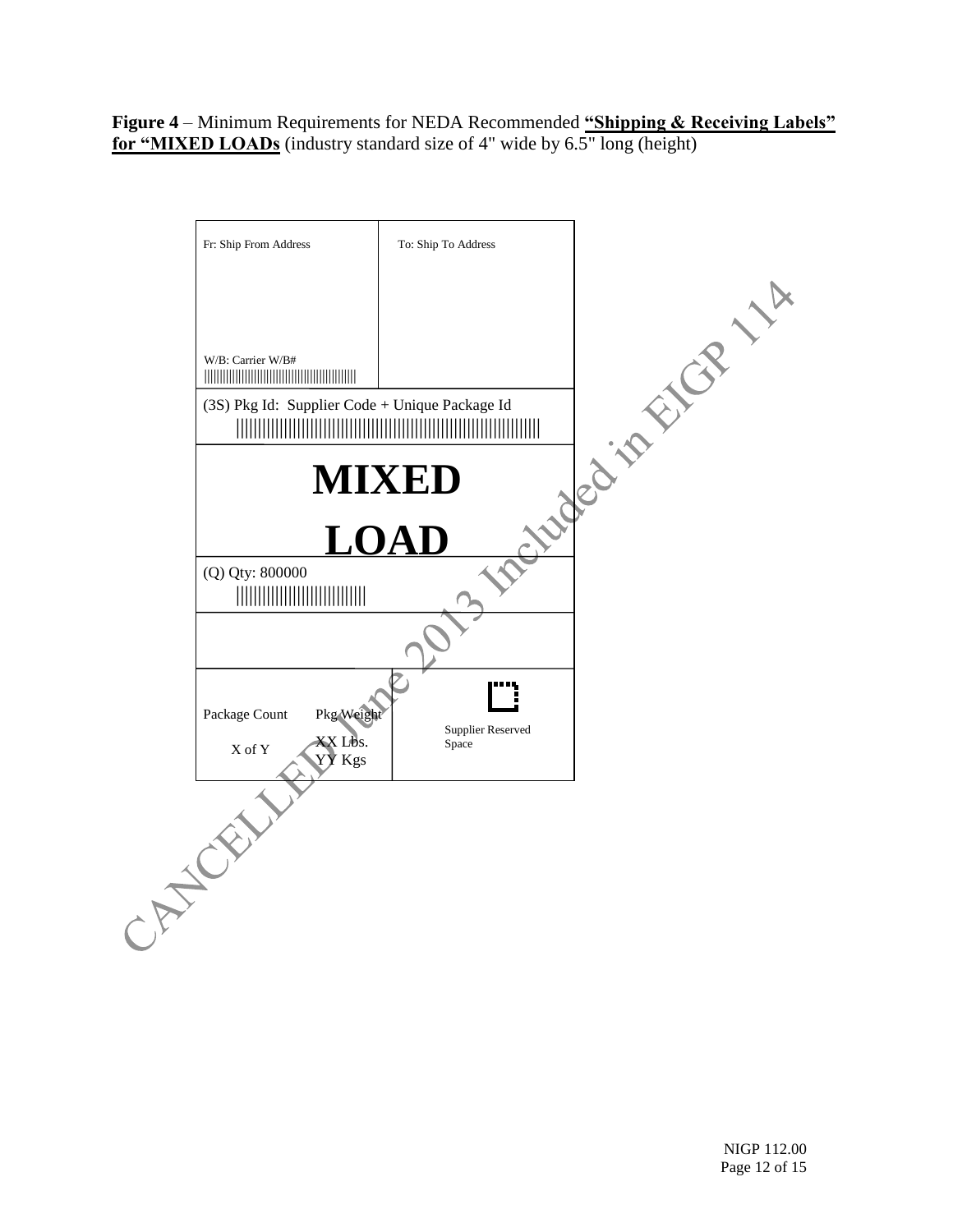**Figure 4** – Minimum Requirements for NEDA Recommended **"Shipping & Receiving Labels" for "MIXED LOADs** (industry standard size of 4" wide by 6.5" long (height)

Fr: Ship From Address

W/B: Carrier W/B#

To: Ship To Address

(3S) Pkg Id: Supplier Code + Unique Package Id

**MIXED**

**LOAD**

(Q) Qty: 800000

Package Count

X of Y

Pkg Weight

XX Lbs.
YY Kgs

Supplier Reserved Space

CANCELLED June 2013 Included in EIGP 114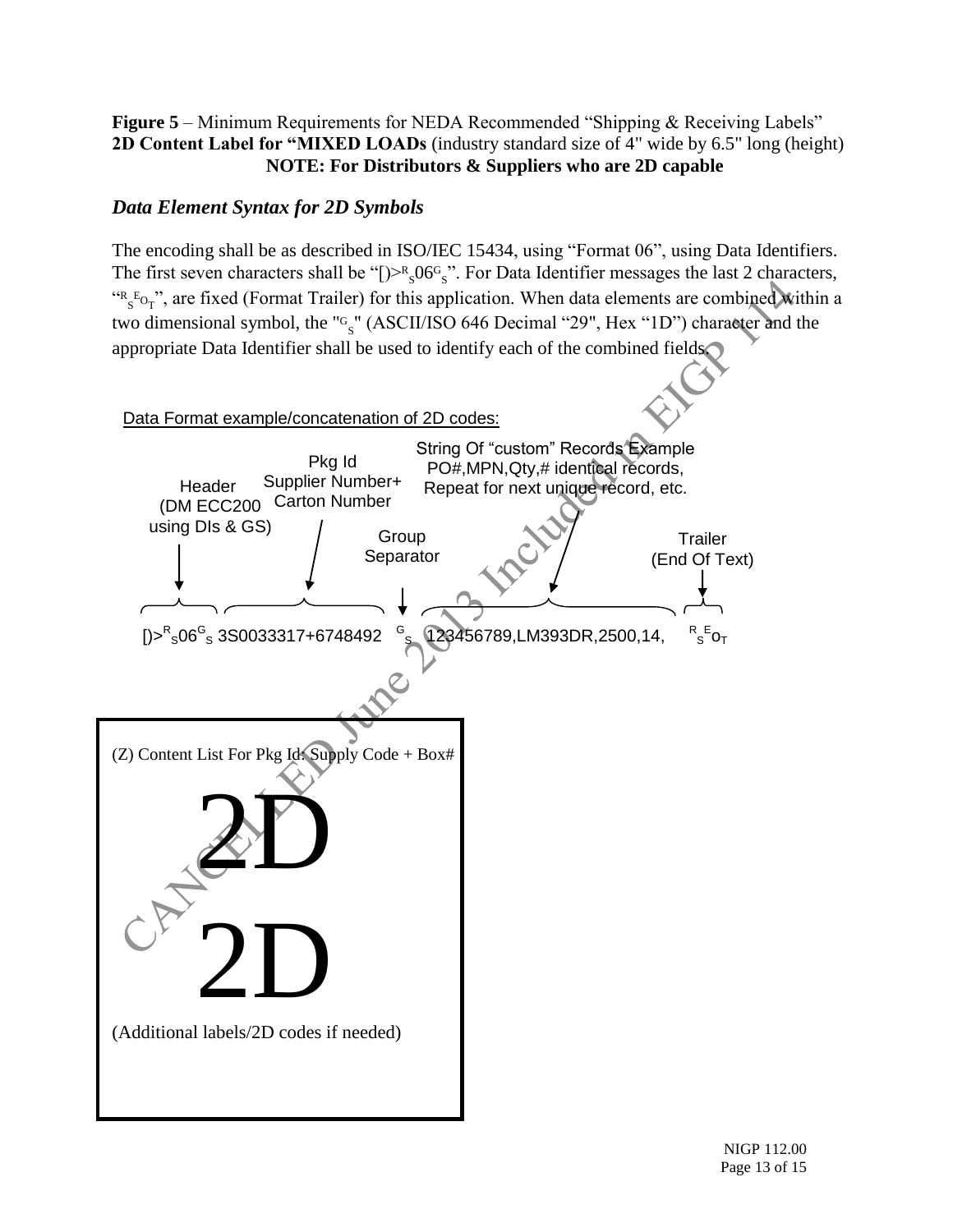**Figure 5** – Minimum Requirements for NEDA Recommended “Shipping & Receiving Labels”
**2D Content Label for “MIXED LOADs** (industry standard size of 4" wide by 6.5" long (height)
**NOTE: For Distributors & Suppliers who are 2D capable**

## *Data Element Syntax for 2D Symbols*

The encoding shall be as described in ISO/IEC 15434, using “Format 06”, using Data Identifiers. The first seven characters shall be “[)>$^R{}_S$06$^G{}_S$”. For Data Identifier messages the last 2 characters, “$^R{}_S$$^E{}O_T$”, are fixed (Format Trailer) for this application. When data elements are combined within a two dimensional symbol, the "$^G{}_S$" (ASCII/ISO 646 Decimal “29", Hex “1D”) character and the appropriate Data Identifier shall be used to identify each of the combined fields.

Data Format example/concatenation of 2D codes:

Header (DM ECC200 using DIs & GS)

Pkg Id Supplier Number+ Carton Number

Group Separator

String Of “custom” Records Example PO#,MPN,Qty,# identical records, Repeat for next unique record, etc.

Trailer (End Of Text)

[)>$^R{}_S$06$^G{}_S$ 3S0033317+6748492 $^G{}_S$ 123456789,LM393DR,2500,14, $^R{}_S$$^E{}O_T$

(Z) Content List For Pkg Id: Supply Code + Box#

2D

2D

(Additional labels/2D codes if needed)

CANCELLED June 2013 Included in EIGP 114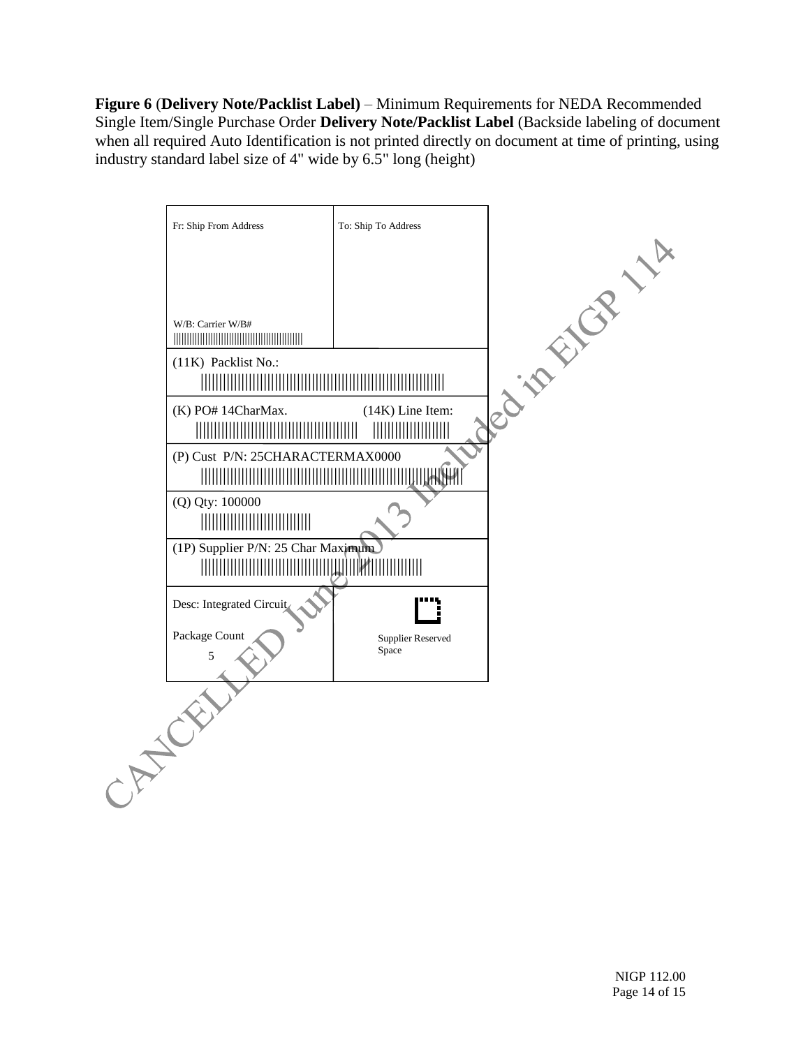**Figure 6** (**Delivery Note/Packlist Label)** – Minimum Requirements for NEDA Recommended Single Item/Single Purchase Order **Delivery Note/Packlist Label** (Backside labeling of document when all required Auto Identification is not printed directly on document at time of printing, using industry standard label size of 4" wide by 6.5" long (height)

Fr: Ship From Address

To: Ship To Address

W/B: Carrier W/B#

(11K) Packlist No.:

(K) PO# 14CharMax.

(14K) Line Item:

(P) Cust P/N: 25CHARACTERMAX0000

(Q) Qty: 100000

(1P) Supplier P/N: 25 Char Maximum

Desc: Integrated Circuit

Package Count

5

Supplier Reserved Space

CANCELLED June 2013 Included in EIGP 114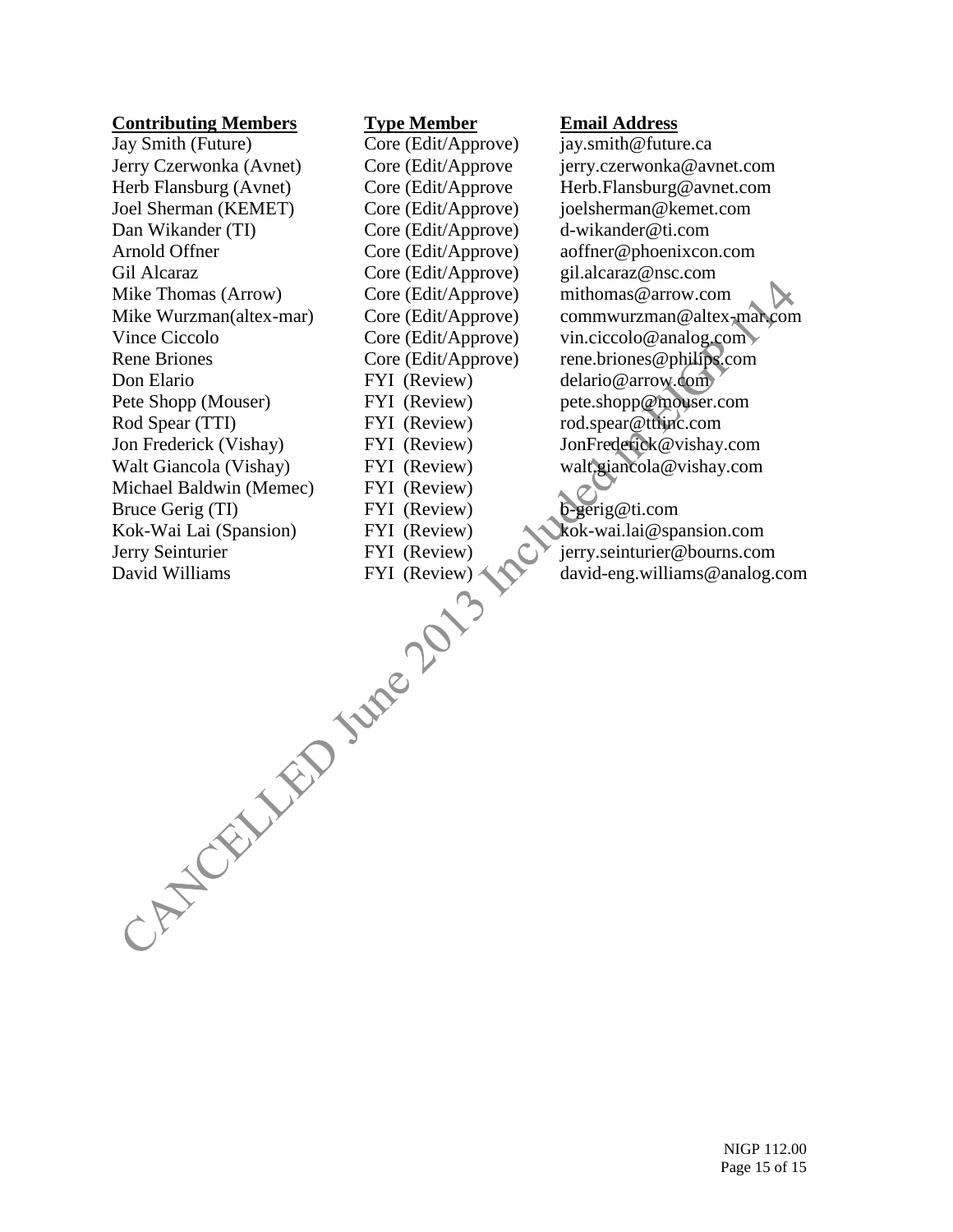| **Contributing Members** | **Type Member** | **Email Address** |
| --- | --- | --- |
| Jay Smith (Future) | Core (Edit/Approve) | jay.smith@future.ca |
| Jerry Czerwonka (Avnet) | Core (Edit/Approve | jerry.czerwonka@avnet.com |
| Herb Flansburg (Avnet) | Core (Edit/Approve | Herb.Flansburg@avnet.com |
| Joel Sherman (KEMET) | Core (Edit/Approve) | joelsherman@kemet.com |
| Dan Wikander (TI) | Core (Edit/Approve) | d-wikander@ti.com |
| Arnold Offner | Core (Edit/Approve) | aoffner@phoenixcon.com |
| Gil Alcaraz | Core (Edit/Approve) | gil.alcaraz@nsc.com |
| Mike Thomas (Arrow) | Core (Edit/Approve) | mithomas@arrow.com |
| Mike Wurzman(altex-mar) | Core (Edit/Approve) | commwurzman@altex-mar.com |
| Vince Ciccolo | Core (Edit/Approve) | vin.ciccolo@analog.com |
| Rene Briones | Core (Edit/Approve) | rene.briones@philips.com |
| Don Elario | FYI (Review) | delario@arrow.com |
| Pete Shopp (Mouser) | FYI (Review) | pete.shopp@mouser.com |
| Rod Spear (TTI) | FYI (Review) | rod.spear@ttiinc.com |
| Jon Frederick (Vishay) | FYI (Review) | JonFrederick@vishay.com |
| Walt Giancola (Vishay) | FYI (Review) | walt.giancola@vishay.com |
| Michael Baldwin (Memec) | FYI (Review) | |
| Bruce Gerig (TI) | FYI (Review) | b-gerig@ti.com |
| Kok-Wai Lai (Spansion) | FYI (Review) | kok-wai.lai@spansion.com |
| Jerry Seinturier | FYI (Review) | jerry.seinturier@bourns.com |
| David Williams | FYI (Review) | david-eng.williams@analog.com |

CANCELLED June 2013 Included in NIGP 114